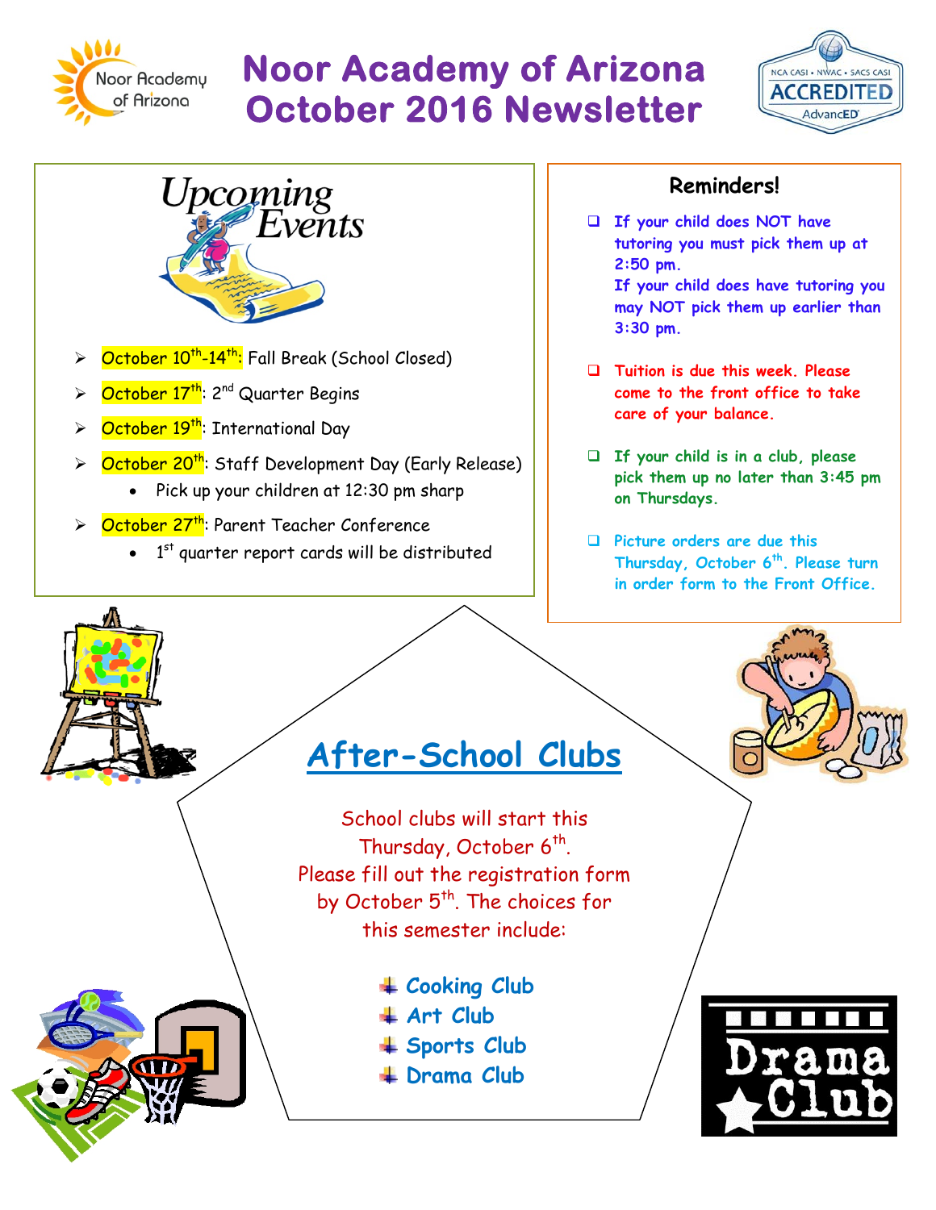# Noor Academy of Arizona October 2016 Newsletter

## Upcoming Events

- October 10th-14th: Fall Break (School Closed)
- October 17th: 2nd Quarter Begins
- October 19th: International Day
- October 20th: Staff Development Day (Early Release)
  - Pick up your children at 12:30 pm sharp
- October 27th: Parent Teacher Conference
  - 1st quarter report cards will be distributed

## Reminders!

- If your child does NOT have tutoring you must pick them up at 2:50 pm.
  If your child does have tutoring you may NOT pick them up earlier than 3:30 pm.
- Tuition is due this week. Please come to the front office to take care of your balance.
- If your child is in a club, please pick them up no later than 3:45 pm on Thursdays.
- Picture orders are due this Thursday, October 6th. Please turn in order form to the Front Office.

## After-School Clubs

School clubs will start this Thursday, October 6th.
Please fill out the registration form by October 5th. The choices for this semester include:

- Cooking Club
- Art Club
- Sports Club
- Drama Club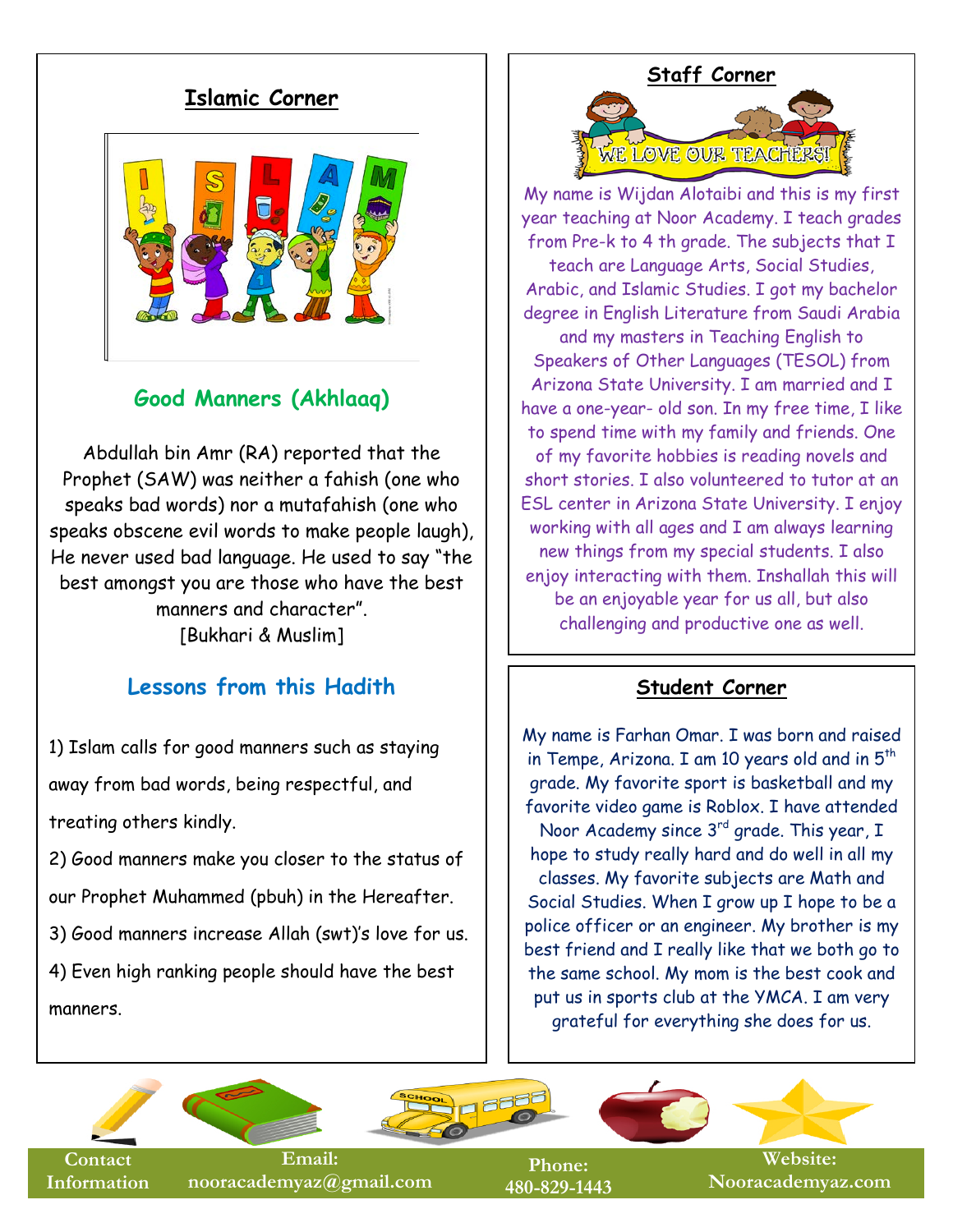## Islamic Corner

### Good Manners (Akhlaaq)

Abdullah bin Amr (RA) reported that the Prophet (SAW) was neither a fahish (one who speaks bad words) nor a mutafahish (one who speaks obscene evil words to make people laugh), He never used bad language. He used to say "the best amongst you are those who have the best manners and character".
[Bukhari & Muslim]

### Lessons from this Hadith

1) Islam calls for good manners such as staying away from bad words, being respectful, and treating others kindly.
2) Good manners make you closer to the status of our Prophet Muhammed (pbuh) in the Hereafter.
3) Good manners increase Allah (swt)'s love for us.
4) Even high ranking people should have the best manners.

## Staff Corner

WE LOVE OUR TEACHERS!

My name is Wijdan Alotaibi and this is my first year teaching at Noor Academy. I teach grades from Pre-k to 4 th grade. The subjects that I teach are Language Arts, Social Studies, Arabic, and Islamic Studies. I got my bachelor degree in English Literature from Saudi Arabia and my masters in Teaching English to Speakers of Other Languages (TESOL) from Arizona State University. I am married and I have a one-year- old son. In my free time, I like to spend time with my family and friends. One of my favorite hobbies is reading novels and short stories. I also volunteered to tutor at an ESL center in Arizona State University. I enjoy working with all ages and I am always learning new things from my special students. I also enjoy interacting with them. Inshallah this will be an enjoyable year for us all, but also challenging and productive one as well.

## Student Corner

My name is Farhan Omar. I was born and raised in Tempe, Arizona. I am 10 years old and in 5th grade. My favorite sport is basketball and my favorite video game is Roblox. I have attended Noor Academy since 3rd grade. This year, I hope to study really hard and do well in all my classes. My favorite subjects are Math and Social Studies. When I grow up I hope to be a police officer or an engineer. My brother is my best friend and I really like that we both go to the same school. My mom is the best cook and put us in sports club at the YMCA. I am very grateful for everything she does for us.

**Contact Information** | **Email:** nooracademyaz@gmail.com | **Phone:** 480-829-1443 | **Website:** Nooracademyaz.com